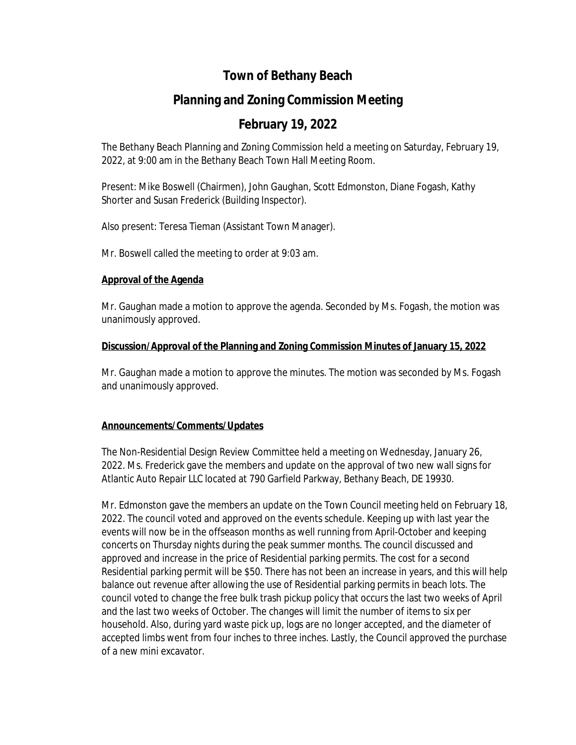# Town of Bethany Beach

## Planning and Zoning Commission Meeting

## February 19, 2022

The Bethany Beach Planning and Zoning Commission held a meeting on Saturday, February 19, 2022, at 9:00 am in the Bethany Beach Town Hall Meeting Room.

Present: Mike Boswell (Chairmen), John Gaughan, Scott Edmonston, Diane Fogash, Kathy Shorter and Susan Frederick (Building Inspector).

Also present: Teresa Tieman (Assistant Town Manager).

Mr. Boswell called the meeting to order at 9:03 am.

**Approval of the Agenda**

Mr. Gaughan made a motion to approve the agenda. Seconded by Ms. Fogash, the motion was unanimously approved.

**Discussion/Approval of the Planning and Zoning Commission Minutes of January 15, 2022**

Mr. Gaughan made a motion to approve the minutes. The motion was seconded by Ms. Fogash and unanimously approved.

**Announcements/Comments/Updates**

The Non-Residential Design Review Committee held a meeting on Wednesday, January 26, 2022. Ms. Frederick gave the members and update on the approval of two new wall signs for Atlantic Auto Repair LLC located at 790 Garfield Parkway, Bethany Beach, DE 19930.

Mr. Edmonston gave the members an update on the Town Council meeting held on February 18, 2022. The council voted and approved on the events schedule. Keeping up with last year the events will now be in the offseason months as well running from April-October and keeping concerts on Thursday nights during the peak summer months. The council discussed and approved and increase in the price of Residential parking permits. The cost for a second Residential parking permit will be $50. There has not been an increase in years, and this will help balance out revenue after allowing the use of Residential parking permits in beach lots. The council voted to change the free bulk trash pickup policy that occurs the last two weeks of April and the last two weeks of October. The changes will limit the number of items to six per household. Also, during yard waste pick up, logs are no longer accepted, and the diameter of accepted limbs went from four inches to three inches. Lastly, the Council approved the purchase of a new mini excavator.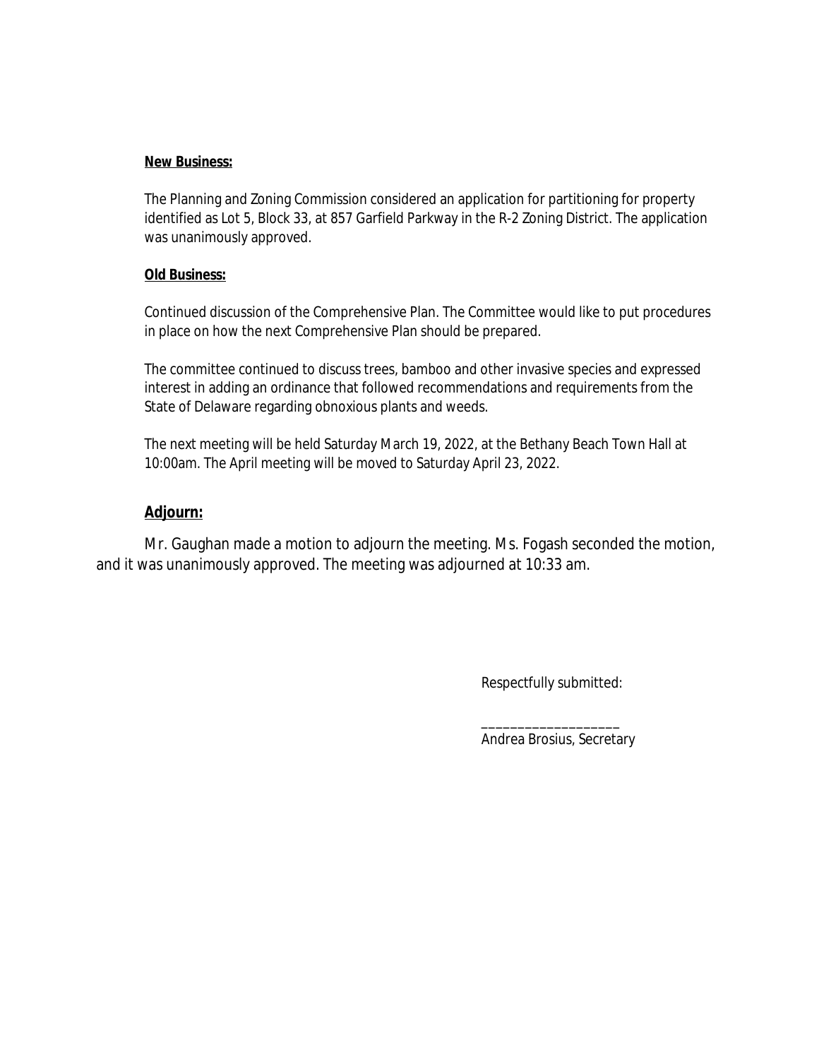**New Business:**

The Planning and Zoning Commission considered an application for partitioning for property identified as Lot 5, Block 33, at 857 Garfield Parkway in the R-2 Zoning District. The application was unanimously approved.

**Old Business:**

Continued discussion of the Comprehensive Plan. The Committee would like to put procedures in place on how the next Comprehensive Plan should be prepared.

The committee continued to discuss trees, bamboo and other invasive species and expressed interest in adding an ordinance that followed recommendations and requirements from the State of Delaware regarding obnoxious plants and weeds.

The next meeting will be held Saturday March 19, 2022, at the Bethany Beach Town Hall at 10:00am. The April meeting will be moved to Saturday April 23, 2022.

**Adjourn:**

Mr. Gaughan made a motion to adjourn the meeting. Ms. Fogash seconded the motion, and it was unanimously approved. The meeting was adjourned at 10:33 am.

Respectfully submitted:

___________________
Andrea Brosius, Secretary